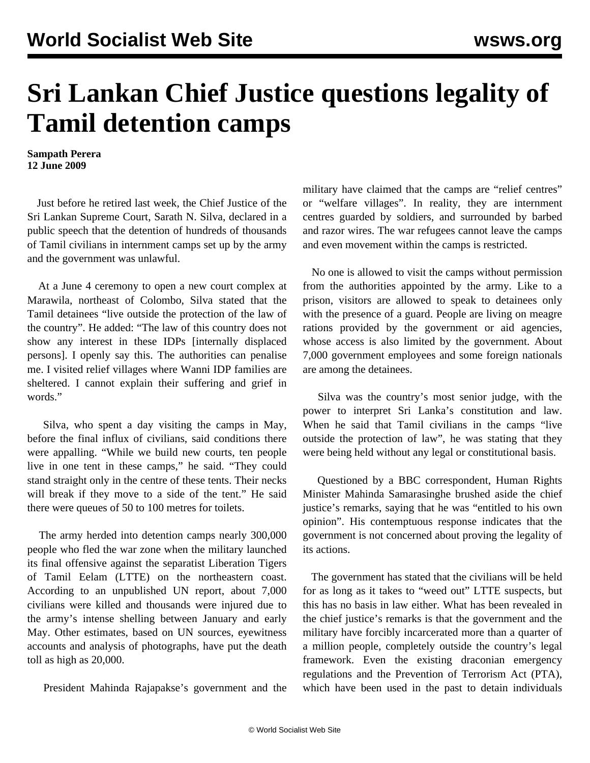# Sri Lankan Chief Justice questions legality of Tamil detention camps

**Sampath Perera**
**12 June 2009**

Just before he retired last week, the Chief Justice of the Sri Lankan Supreme Court, Sarath N. Silva, declared in a public speech that the detention of hundreds of thousands of Tamil civilians in internment camps set up by the army and the government was unlawful.

At a June 4 ceremony to open a new court complex at Marawila, northeast of Colombo, Silva stated that the Tamil detainees "live outside the protection of the law of the country". He added: "The law of this country does not show any interest in these IDPs [internally displaced persons]. I openly say this. The authorities can penalise me. I visited relief villages where Wanni IDP families are sheltered. I cannot explain their suffering and grief in words."

Silva, who spent a day visiting the camps in May, before the final influx of civilians, said conditions there were appalling. "While we build new courts, ten people live in one tent in these camps," he said. "They could stand straight only in the centre of these tents. Their necks will break if they move to a side of the tent." He said there were queues of 50 to 100 metres for toilets.

The army herded into detention camps nearly 300,000 people who fled the war zone when the military launched its final offensive against the separatist Liberation Tigers of Tamil Eelam (LTTE) on the northeastern coast. According to an unpublished UN report, about 7,000 civilians were killed and thousands were injured due to the army's intense shelling between January and early May. Other estimates, based on UN sources, eyewitness accounts and analysis of photographs, have put the death toll as high as 20,000.

President Mahinda Rajapakse's government and the military have claimed that the camps are "relief centres" or "welfare villages". In reality, they are internment centres guarded by soldiers, and surrounded by barbed and razor wires. The war refugees cannot leave the camps and even movement within the camps is restricted.

No one is allowed to visit the camps without permission from the authorities appointed by the army. Like to a prison, visitors are allowed to speak to detainees only with the presence of a guard. People are living on meagre rations provided by the government or aid agencies, whose access is also limited by the government. About 7,000 government employees and some foreign nationals are among the detainees.

Silva was the country's most senior judge, with the power to interpret Sri Lanka's constitution and law. When he said that Tamil civilians in the camps "live outside the protection of law", he was stating that they were being held without any legal or constitutional basis.

Questioned by a BBC correspondent, Human Rights Minister Mahinda Samarasinghe brushed aside the chief justice's remarks, saying that he was "entitled to his own opinion". His contemptuous response indicates that the government is not concerned about proving the legality of its actions.

The government has stated that the civilians will be held for as long as it takes to "weed out" LTTE suspects, but this has no basis in law either. What has been revealed in the chief justice's remarks is that the government and the military have forcibly incarcerated more than a quarter of a million people, completely outside the country's legal framework. Even the existing draconian emergency regulations and the Prevention of Terrorism Act (PTA), which have been used in the past to detain individuals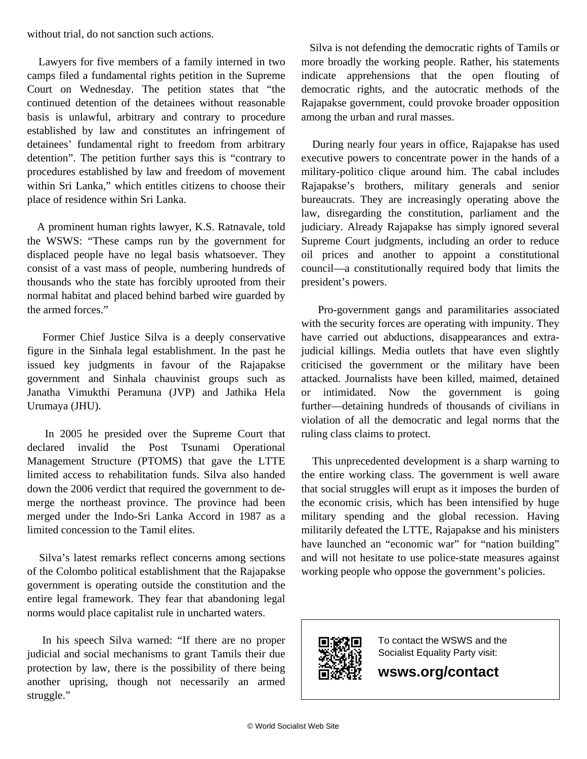without trial, do not sanction such actions.

Lawyers for five members of a family interned in two camps filed a fundamental rights petition in the Supreme Court on Wednesday. The petition states that "the continued detention of the detainees without reasonable basis is unlawful, arbitrary and contrary to procedure established by law and constitutes an infringement of detainees' fundamental right to freedom from arbitrary detention". The petition further says this is "contrary to procedures established by law and freedom of movement within Sri Lanka," which entitles citizens to choose their place of residence within Sri Lanka.

A prominent human rights lawyer, K.S. Ratnavale, told the WSWS: "These camps run by the government for displaced people have no legal basis whatsoever. They consist of a vast mass of people, numbering hundreds of thousands who the state has forcibly uprooted from their normal habitat and placed behind barbed wire guarded by the armed forces."

Former Chief Justice Silva is a deeply conservative figure in the Sinhala legal establishment. In the past he issued key judgments in favour of the Rajapakse government and Sinhala chauvinist groups such as Janatha Vimukthi Peramuna (JVP) and Jathika Hela Urumaya (JHU).

In 2005 he presided over the Supreme Court that declared invalid the Post Tsunami Operational Management Structure (PTOMS) that gave the LTTE limited access to rehabilitation funds. Silva also handed down the 2006 verdict that required the government to de-merge the northeast province. The province had been merged under the Indo-Sri Lanka Accord in 1987 as a limited concession to the Tamil elites.

Silva's latest remarks reflect concerns among sections of the Colombo political establishment that the Rajapakse government is operating outside the constitution and the entire legal framework. They fear that abandoning legal norms would place capitalist rule in uncharted waters.

In his speech Silva warned: "If there are no proper judicial and social mechanisms to grant Tamils their due protection by law, there is the possibility of there being another uprising, though not necessarily an armed struggle."

Silva is not defending the democratic rights of Tamils or more broadly the working people. Rather, his statements indicate apprehensions that the open flouting of democratic rights, and the autocratic methods of the Rajapakse government, could provoke broader opposition among the urban and rural masses.

During nearly four years in office, Rajapakse has used executive powers to concentrate power in the hands of a military-politico clique around him. The cabal includes Rajapakse's brothers, military generals and senior bureaucrats. They are increasingly operating above the law, disregarding the constitution, parliament and the judiciary. Already Rajapakse has simply ignored several Supreme Court judgments, including an order to reduce oil prices and another to appoint a constitutional council—a constitutionally required body that limits the president's powers.

Pro-government gangs and paramilitaries associated with the security forces are operating with impunity. They have carried out abductions, disappearances and extra-judicial killings. Media outlets that have even slightly criticised the government or the military have been attacked. Journalists have been killed, maimed, detained or intimidated. Now the government is going further—detaining hundreds of thousands of civilians in violation of all the democratic and legal norms that the ruling class claims to protect.

This unprecedented development is a sharp warning to the entire working class. The government is well aware that social struggles will erupt as it imposes the burden of the economic crisis, which has been intensified by huge military spending and the global recession. Having militarily defeated the LTTE, Rajapakse and his ministers have launched an "economic war" for "nation building" and will not hesitate to use police-state measures against working people who oppose the government's policies.

To contact the WSWS and the Socialist Equality Party visit:

**wsws.org/contact**